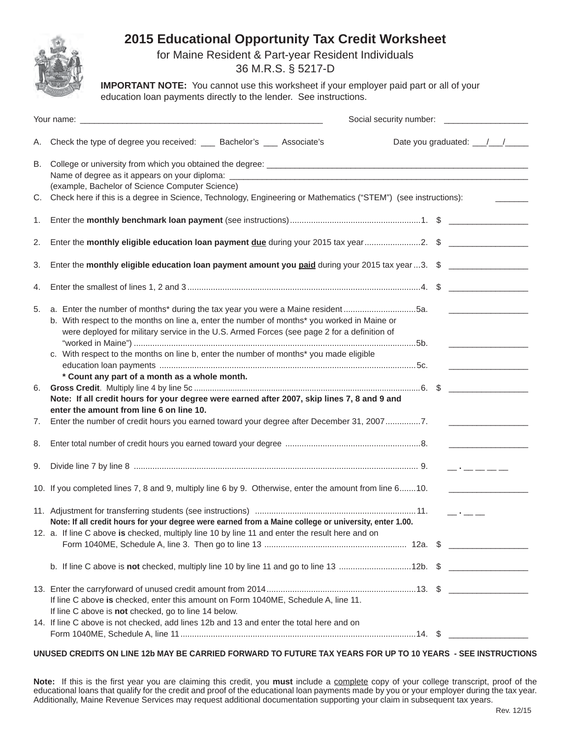# 2015 Educational Opportunity Tax Credit Worksheet

for Maine Resident & Part-year Resident Individuals
36 M.R.S. § 5217-D

**IMPORTANT NOTE:** You cannot use this worksheet if your employer paid part or all of your education loan payments directly to the lender. See instructions.

Your name: ____________________________________________________ Social security number: __________________

A. Check the type of degree you received: ___ Bachelor's ___ Associate's Date you graduated: ___/___/_____

B. College or university from which you obtained the degree: ____________________________________________________________
Name of degree as it appears on your diploma: ____________________________________________________________
(example, Bachelor of Science Computer Science)

C. Check here if this is a degree in Science, Technology, Engineering or Mathematics ("STEM") (see instructions): _______

1. Enter the **monthly benchmark loan payment** (see instructions) ........................................................1. $ _________________

2. Enter the **monthly eligible education loan payment due** during your 2015 tax year........................2. $ _________________

3. Enter the **monthly eligible education loan payment amount you paid** during your 2015 tax year ...3. $ _________________

4. Enter the smallest of lines 1, 2 and 3 ...................................................................................................4. $ _________________

5. a. Enter the number of months* during the tax year you were a Maine resident ...............................5a. _________________
   b. With respect to the months on line a, enter the number of months* you worked in Maine or were deployed for military service in the U.S. Armed Forces (see page 2 for a definition of "worked in Maine") ........................................................................................................................5b. _________________
   c. With respect to the months on line b, enter the number of months* you made eligible education loan payments .............................................................................................................5c. _________________
   **\* Count any part of a month as a whole month.**

6. **Gross Credit**. Multiply line 4 by line 5c ..................................................................................................6. $ _________________
   **Note: If all credit hours for your degree were earned after 2007, skip lines 7, 8 and 9 and enter the amount from line 6 on line 10.**

7. Enter the number of credit hours you earned toward your degree after December 31, 2007...............7. _________________

8. Enter total number of credit hours you earned toward your degree ..........................................................8. _________________

9. Divide line 7 by line 8 .......................................................................................................................... 9. __ . __ __ __ __

10. If you completed lines 7, 8 and 9, multiply line 6 by 9. Otherwise, enter the amount from line 6.......10. _________________

11. Adjustment for transferring students (see instructions) .....................................................................11. __ . __ __
    **Note: If all credit hours for your degree were earned from a Maine college or university, enter 1.00.**

12. a. If line C above **is** checked, multiply line 10 by line 11 and enter the result here and on Form 1040ME, Schedule A, line 3. Then go to line 13 ............................................................. 12a. $ _________________
    b. If line C above is **not** checked, multiply line 10 by line 11 and go to line 13 ...............................12b. $ _________________

13. Enter the carryforward of unused credit amount from 2014................................................................13. $ _________________
    If line C above **is** checked, enter this amount on Form 1040ME, Schedule A, line 11.
    If line C above is **not** checked, go to line 14 below.

14. If line C above is not checked, add lines 12b and 13 and enter the total here and on Form 1040ME, Schedule A, line 11 ....................................................................................................14. $ _________________

**UNUSED CREDITS ON LINE 12b MAY BE CARRIED FORWARD TO FUTURE TAX YEARS FOR UP TO 10 YEARS - SEE INSTRUCTIONS**

**Note:** If this is the first year you are claiming this credit, you **must** include a complete copy of your college transcript, proof of the educational loans that qualify for the credit and proof of the educational loan payments made by you or your employer during the tax year. Additionally, Maine Revenue Services may request additional documentation supporting your claim in subsequent tax years.

Rev. 12/15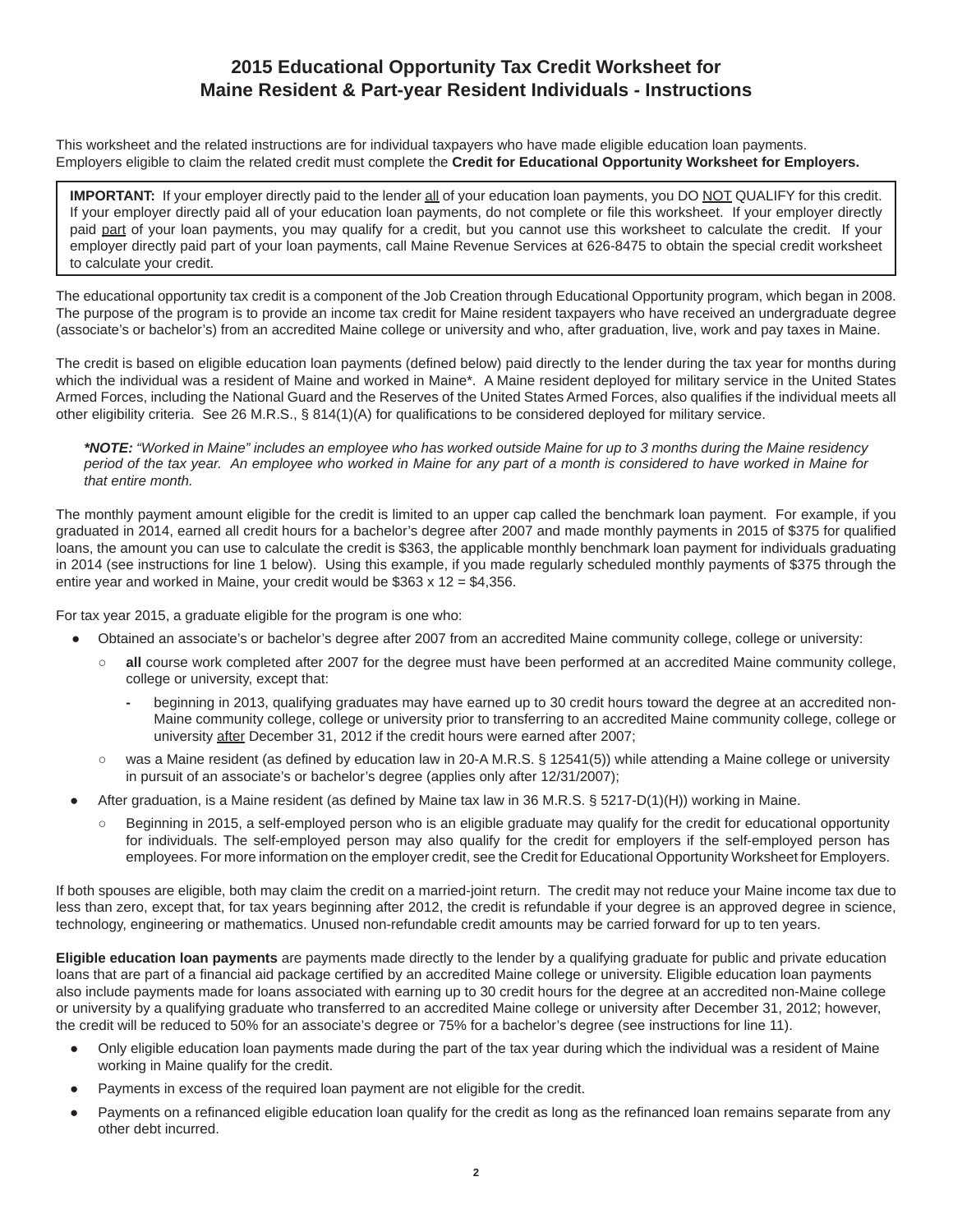# 2015 Educational Opportunity Tax Credit Worksheet for Maine Resident & Part-year Resident Individuals - Instructions

This worksheet and the related instructions are for individual taxpayers who have made eligible education loan payments. Employers eligible to claim the related credit must complete the **Credit for Educational Opportunity Worksheet for Employers.**

> **IMPORTANT:** If your employer directly paid to the lender all of your education loan payments, you DO NOT QUALIFY for this credit. If your employer directly paid all of your education loan payments, do not complete or file this worksheet. If your employer directly paid part of your loan payments, you may qualify for a credit, but you cannot use this worksheet to calculate the credit. If your employer directly paid part of your loan payments, call Maine Revenue Services at 626-8475 to obtain the special credit worksheet to calculate your credit.

The educational opportunity tax credit is a component of the Job Creation through Educational Opportunity program, which began in 2008. The purpose of the program is to provide an income tax credit for Maine resident taxpayers who have received an undergraduate degree (associate's or bachelor's) from an accredited Maine college or university and who, after graduation, live, work and pay taxes in Maine.

The credit is based on eligible education loan payments (defined below) paid directly to the lender during the tax year for months during which the individual was a resident of Maine and worked in Maine*. A Maine resident deployed for military service in the United States Armed Forces, including the National Guard and the Reserves of the United States Armed Forces, also qualifies if the individual meets all other eligibility criteria. See 26 M.R.S., § 814(1)(A) for qualifications to be considered deployed for military service.

***NOTE:** "Worked in Maine" includes an employee who has worked outside Maine for up to 3 months during the Maine residency period of the tax year. An employee who worked in Maine for any part of a month is considered to have worked in Maine for that entire month.*

The monthly payment amount eligible for the credit is limited to an upper cap called the benchmark loan payment. For example, if you graduated in 2014, earned all credit hours for a bachelor's degree after 2007 and made monthly payments in 2015 of $375 for qualified loans, the amount you can use to calculate the credit is $363, the applicable monthly benchmark loan payment for individuals graduating in 2014 (see instructions for line 1 below). Using this example, if you made regularly scheduled monthly payments of $375 through the entire year and worked in Maine, your credit would be $363 x 12 = $4,356.

For tax year 2015, a graduate eligible for the program is one who:

- Obtained an associate's or bachelor's degree after 2007 from an accredited Maine community college, college or university:
  - **all** course work completed after 2007 for the degree must have been performed at an accredited Maine community college, college or university, except that:
    - beginning in 2013, qualifying graduates may have earned up to 30 credit hours toward the degree at an accredited non-Maine community college, college or university prior to transferring to an accredited Maine community college, college or university after December 31, 2012 if the credit hours were earned after 2007;
  - was a Maine resident (as defined by education law in 20-A M.R.S. § 12541(5)) while attending a Maine college or university in pursuit of an associate's or bachelor's degree (applies only after 12/31/2007);
- After graduation, is a Maine resident (as defined by Maine tax law in 36 M.R.S. § 5217-D(1)(H)) working in Maine.
  - Beginning in 2015, a self-employed person who is an eligible graduate may qualify for the credit for educational opportunity for individuals. The self-employed person may also qualify for the credit for employers if the self-employed person has employees. For more information on the employer credit, see the Credit for Educational Opportunity Worksheet for Employers.

If both spouses are eligible, both may claim the credit on a married-joint return. The credit may not reduce your Maine income tax due to less than zero, except that, for tax years beginning after 2012, the credit is refundable if your degree is an approved degree in science, technology, engineering or mathematics. Unused non-refundable credit amounts may be carried forward for up to ten years.

**Eligible education loan payments** are payments made directly to the lender by a qualifying graduate for public and private education loans that are part of a financial aid package certified by an accredited Maine college or university. Eligible education loan payments also include payments made for loans associated with earning up to 30 credit hours for the degree at an accredited non-Maine college or university by a qualifying graduate who transferred to an accredited Maine college or university after December 31, 2012; however, the credit will be reduced to 50% for an associate's degree or 75% for a bachelor's degree (see instructions for line 11).

- Only eligible education loan payments made during the part of the tax year during which the individual was a resident of Maine working in Maine qualify for the credit.
- Payments in excess of the required loan payment are not eligible for the credit.
- Payments on a refinanced eligible education loan qualify for the credit as long as the refinanced loan remains separate from any other debt incurred.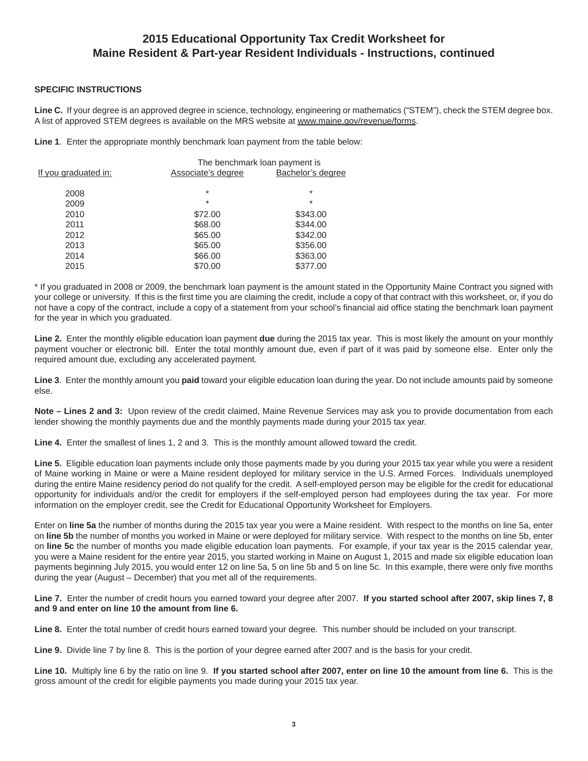# 2015 Educational Opportunity Tax Credit Worksheet for Maine Resident & Part-year Resident Individuals - Instructions, continued

### SPECIFIC INSTRUCTIONS

**Line C.** If your degree is an approved degree in science, technology, engineering or mathematics ("STEM"), check the STEM degree box. A list of approved STEM degrees is available on the MRS website at www.maine.gov/revenue/forms.

**Line 1**. Enter the appropriate monthly benchmark loan payment from the table below:

| If you graduated in: | The benchmark loan payment is Associate's degree | Bachelor's degree |
|---|---|---|
| 2008 | * | * |
| 2009 | * | * |
| 2010 | $72.00 | $343.00 |
| 2011 | $68.00 | $344.00 |
| 2012 | $65.00 | $342.00 |
| 2013 | $65.00 | $356.00 |
| 2014 | $66.00 | $363.00 |
| 2015 | $70.00 | $377.00 |

* If you graduated in 2008 or 2009, the benchmark loan payment is the amount stated in the Opportunity Maine Contract you signed with your college or university. If this is the first time you are claiming the credit, include a copy of that contract with this worksheet, or, if you do not have a copy of the contract, include a copy of a statement from your school's financial aid office stating the benchmark loan payment for the year in which you graduated.

**Line 2.** Enter the monthly eligible education loan payment **due** during the 2015 tax year. This is most likely the amount on your monthly payment voucher or electronic bill. Enter the total monthly amount due, even if part of it was paid by someone else. Enter only the required amount due, excluding any accelerated payment.

**Line 3**. Enter the monthly amount you **paid** toward your eligible education loan during the year. Do not include amounts paid by someone else.

**Note – Lines 2 and 3:** Upon review of the credit claimed, Maine Revenue Services may ask you to provide documentation from each lender showing the monthly payments due and the monthly payments made during your 2015 tax year.

**Line 4.** Enter the smallest of lines 1, 2 and 3. This is the monthly amount allowed toward the credit.

**Line 5.** Eligible education loan payments include only those payments made by you during your 2015 tax year while you were a resident of Maine working in Maine or were a Maine resident deployed for military service in the U.S. Armed Forces. Individuals unemployed during the entire Maine residency period do not qualify for the credit. A self-employed person may be eligible for the credit for educational opportunity for individuals and/or the credit for employers if the self-employed person had employees during the tax year. For more information on the employer credit, see the Credit for Educational Opportunity Worksheet for Employers.

Enter on **line 5a** the number of months during the 2015 tax year you were a Maine resident. With respect to the months on line 5a, enter on **line 5b** the number of months you worked in Maine or were deployed for military service. With respect to the months on line 5b, enter on **line 5c** the number of months you made eligible education loan payments. For example, if your tax year is the 2015 calendar year, you were a Maine resident for the entire year 2015, you started working in Maine on August 1, 2015 and made six eligible education loan payments beginning July 2015, you would enter 12 on line 5a, 5 on line 5b and 5 on line 5c. In this example, there were only five months during the year (August – December) that you met all of the requirements.

**Line 7.** Enter the number of credit hours you earned toward your degree after 2007. **If you started school after 2007, skip lines 7, 8 and 9 and enter on line 10 the amount from line 6.**

**Line 8.** Enter the total number of credit hours earned toward your degree. This number should be included on your transcript.

**Line 9.** Divide line 7 by line 8. This is the portion of your degree earned after 2007 and is the basis for your credit.

**Line 10.** Multiply line 6 by the ratio on line 9. **If you started school after 2007, enter on line 10 the amount from line 6.** This is the gross amount of the credit for eligible payments you made during your 2015 tax year.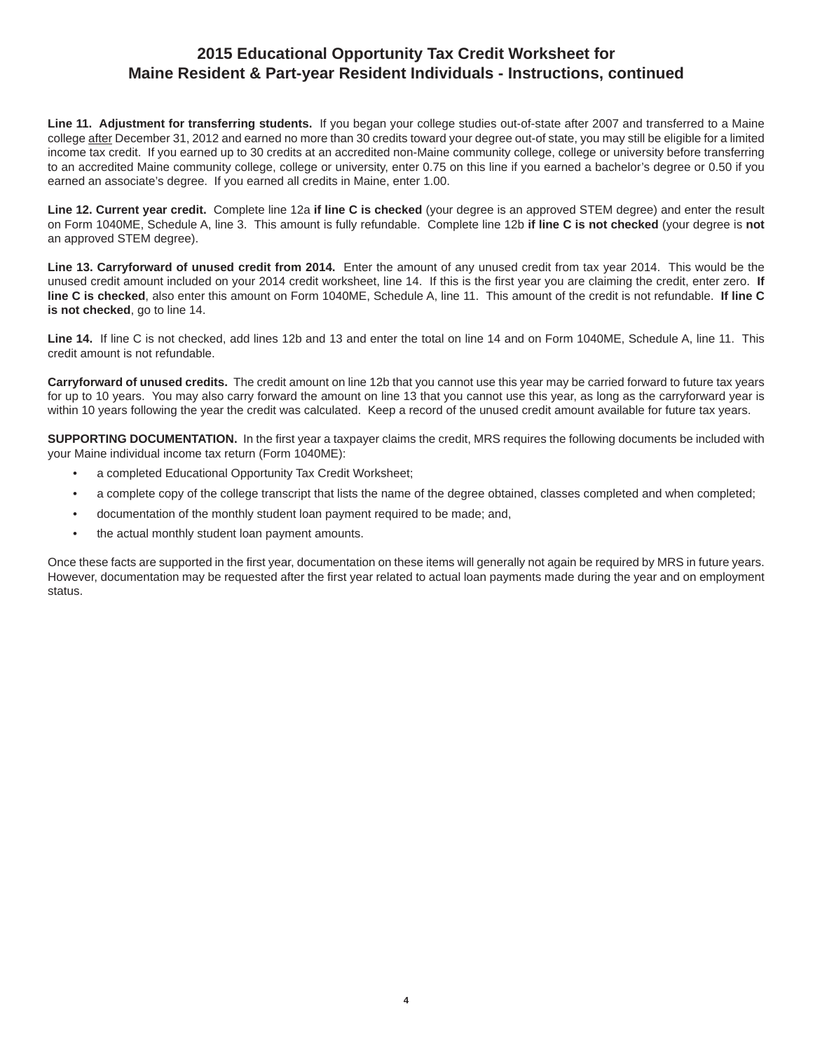# 2015 Educational Opportunity Tax Credit Worksheet for Maine Resident & Part-year Resident Individuals - Instructions, continued

**Line 11. Adjustment for transferring students.** If you began your college studies out-of-state after 2007 and transferred to a Maine college <u>after</u> December 31, 2012 and earned no more than 30 credits toward your degree out-of state, you may still be eligible for a limited income tax credit. If you earned up to 30 credits at an accredited non-Maine community college, college or university before transferring to an accredited Maine community college, college or university, enter 0.75 on this line if you earned a bachelor's degree or 0.50 if you earned an associate's degree. If you earned all credits in Maine, enter 1.00.

**Line 12. Current year credit.** Complete line 12a **if line C is checked** (your degree is an approved STEM degree) and enter the result on Form 1040ME, Schedule A, line 3. This amount is fully refundable. Complete line 12b **if line C is not checked** (your degree is **not** an approved STEM degree).

**Line 13. Carryforward of unused credit from 2014.** Enter the amount of any unused credit from tax year 2014. This would be the unused credit amount included on your 2014 credit worksheet, line 14. If this is the first year you are claiming the credit, enter zero. **If line C is checked**, also enter this amount on Form 1040ME, Schedule A, line 11. This amount of the credit is not refundable. **If line C is not checked**, go to line 14.

**Line 14.** If line C is not checked, add lines 12b and 13 and enter the total on line 14 and on Form 1040ME, Schedule A, line 11. This credit amount is not refundable.

**Carryforward of unused credits.** The credit amount on line 12b that you cannot use this year may be carried forward to future tax years for up to 10 years. You may also carry forward the amount on line 13 that you cannot use this year, as long as the carryforward year is within 10 years following the year the credit was calculated. Keep a record of the unused credit amount available for future tax years.

**SUPPORTING DOCUMENTATION.** In the first year a taxpayer claims the credit, MRS requires the following documents be included with your Maine individual income tax return (Form 1040ME):

- a completed Educational Opportunity Tax Credit Worksheet;
- a complete copy of the college transcript that lists the name of the degree obtained, classes completed and when completed;
- documentation of the monthly student loan payment required to be made; and,
- the actual monthly student loan payment amounts.

Once these facts are supported in the first year, documentation on these items will generally not again be required by MRS in future years. However, documentation may be requested after the first year related to actual loan payments made during the year and on employment status.